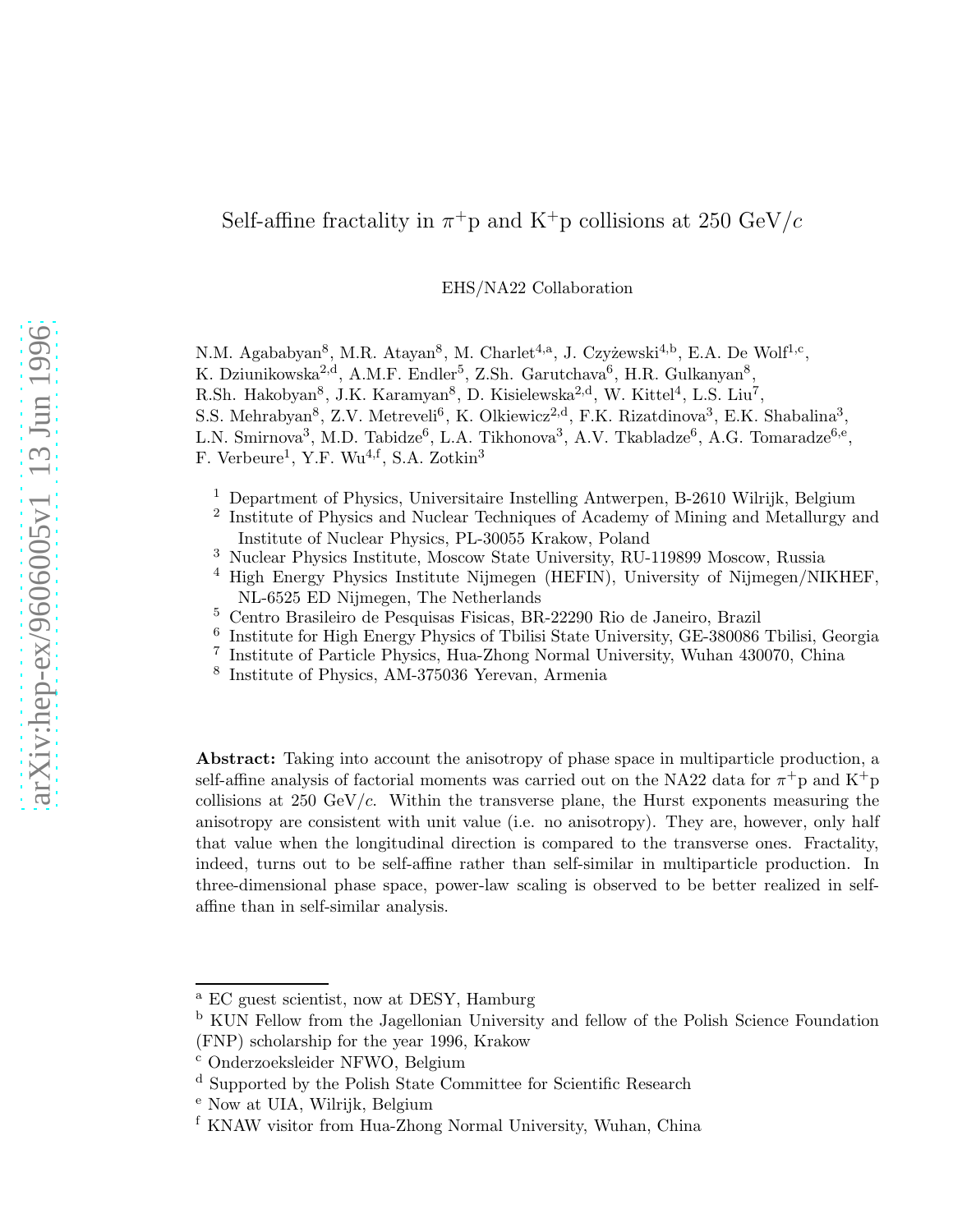# Self-affine fractality in $\pi^+$p and K$^+$p collisions at 250 GeV/$c$

EHS/NA22 Collaboration

N.M. Agababyan[8], M.R. Atayan[8], M. Charlet[4,a], J. Czyżewski[4,b], E.A. De Wolf[1,c], K. Dziunikowska[2,d], A.M.F. Endler[5], Z.Sh. Garutchava[6], H.R. Gulkanyan[8], R.Sh. Hakobyan[8], J.K. Karamyan[8], D. Kisielewska[2,d], W. Kittel[4], L.S. Liu[7], S.S. Mehrabyan[8], Z.V. Metreveli[6], K. Olkiewicz[2,d], F.K. Rizatdinova[3], E.K. Shabalina[3], L.N. Smirnova[3], M.D. Tabidze[6], L.A. Tikhonova[3], A.V. Tkabladze[6], A.G. Tomaradze[6,e], F. Verbeure[1], Y.F. Wu[4,f], S.A. Zotkin[3]

[1] Department of Physics, Universitaire Instelling Antwerpen, B-2610 Wilrijk, Belgium
[2] Institute of Physics and Nuclear Techniques of Academy of Mining and Metallurgy and Institute of Nuclear Physics, PL-30055 Krakow, Poland
[3] Nuclear Physics Institute, Moscow State University, RU-119899 Moscow, Russia
[4] High Energy Physics Institute Nijmegen (HEFIN), University of Nijmegen/NIKHEF, NL-6525 ED Nijmegen, The Netherlands
[5] Centro Brasileiro de Pesquisas Fisicas, BR-22290 Rio de Janeiro, Brazil
[6] Institute for High Energy Physics of Tbilisi State University, GE-380086 Tbilisi, Georgia
[7] Institute of Particle Physics, Hua-Zhong Normal University, Wuhan 430070, China
[8] Institute of Physics, AM-375036 Yerevan, Armenia

**Abstract:** Taking into account the anisotropy of phase space in multiparticle production, a self-affine analysis of factorial moments was carried out on the NA22 data for $\pi^+$p and K$^+$p collisions at 250 GeV/$c$. Within the transverse plane, the Hurst exponents measuring the anisotropy are consistent with unit value (i.e. no anisotropy). They are, however, only half that value when the longitudinal direction is compared to the transverse ones. Fractality, indeed, turns out to be self-affine rather than self-similar in multiparticle production. In three-dimensional phase space, power-law scaling is observed to be better realized in self-affine than in self-similar analysis.

---

[a] EC guest scientist, now at DESY, Hamburg
[b] KUN Fellow from the Jagellonian University and fellow of the Polish Science Foundation (FNP) scholarship for the year 1996, Krakow
[c] Onderzoeksleider NFWO, Belgium
[d] Supported by the Polish State Committee for Scientific Research
[e] Now at UIA, Wilrijk, Belgium
[f] KNAW visitor from Hua-Zhong Normal University, Wuhan, China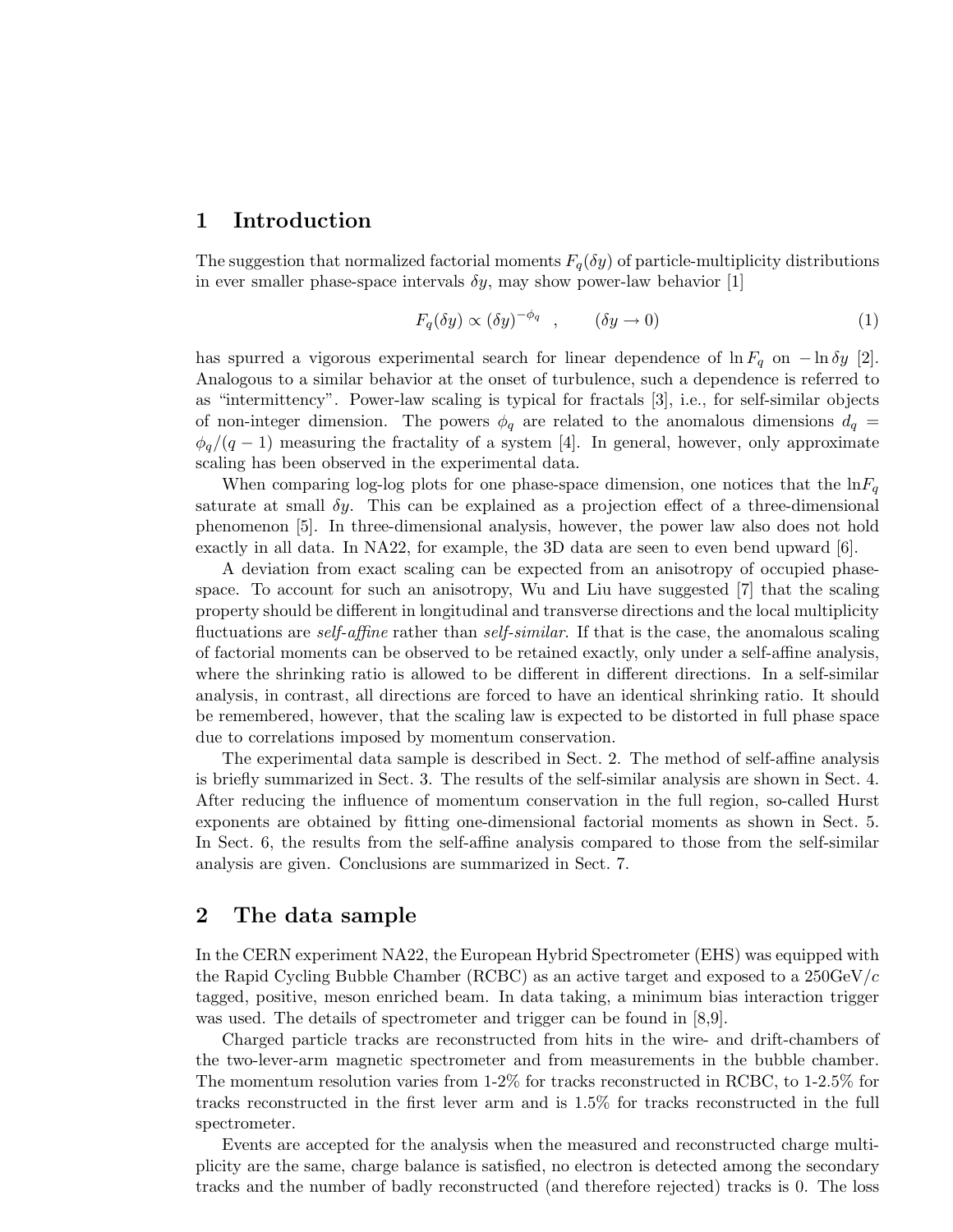## 1 Introduction

The suggestion that normalized factorial moments $F_q(\delta y)$ of particle-multiplicity distributions in ever smaller phase-space intervals $\delta y$, may show power-law behavior [1]

$$F_q(\delta y) \propto (\delta y)^{-\phi_q} \quad , \qquad (\delta y \to 0) \tag{1}$$

has spurred a vigorous experimental search for linear dependence of $\ln F_q$ on $-\ln \delta y$ [2]. Analogous to a similar behavior at the onset of turbulence, such a dependence is referred to as "intermittency". Power-law scaling is typical for fractals [3], i.e., for self-similar objects of non-integer dimension. The powers $\phi_q$ are related to the anomalous dimensions $d_q = \phi_q/(q-1)$ measuring the fractality of a system [4]. In general, however, only approximate scaling has been observed in the experimental data.

When comparing log-log plots for one phase-space dimension, one notices that the $\ln F_q$ saturate at small $\delta y$. This can be explained as a projection effect of a three-dimensional phenomenon [5]. In three-dimensional analysis, however, the power law also does not hold exactly in all data. In NA22, for example, the 3D data are seen to even bend upward [6].

A deviation from exact scaling can be expected from an anisotropy of occupied phase-space. To account for such an anisotropy, Wu and Liu have suggested [7] that the scaling property should be different in longitudinal and transverse directions and the local multiplicity fluctuations are *self-affine* rather than *self-similar*. If that is the case, the anomalous scaling of factorial moments can be observed to be retained exactly, only under a self-affine analysis, where the shrinking ratio is allowed to be different in different directions. In a self-similar analysis, in contrast, all directions are forced to have an identical shrinking ratio. It should be remembered, however, that the scaling law is expected to be distorted in full phase space due to correlations imposed by momentum conservation.

The experimental data sample is described in Sect. 2. The method of self-affine analysis is briefly summarized in Sect. 3. The results of the self-similar analysis are shown in Sect. 4. After reducing the influence of momentum conservation in the full region, so-called Hurst exponents are obtained by fitting one-dimensional factorial moments as shown in Sect. 5. In Sect. 6, the results from the self-affine analysis compared to those from the self-similar analysis are given. Conclusions are summarized in Sect. 7.

## 2 The data sample

In the CERN experiment NA22, the European Hybrid Spectrometer (EHS) was equipped with the Rapid Cycling Bubble Chamber (RCBC) as an active target and exposed to a 250GeV/$c$ tagged, positive, meson enriched beam. In data taking, a minimum bias interaction trigger was used. The details of spectrometer and trigger can be found in [8,9].

Charged particle tracks are reconstructed from hits in the wire- and drift-chambers of the two-lever-arm magnetic spectrometer and from measurements in the bubble chamber. The momentum resolution varies from 1-2% for tracks reconstructed in RCBC, to 1-2.5% for tracks reconstructed in the first lever arm and is 1.5% for tracks reconstructed in the full spectrometer.

Events are accepted for the analysis when the measured and reconstructed charge multiplicity are the same, charge balance is satisfied, no electron is detected among the secondary tracks and the number of badly reconstructed (and therefore rejected) tracks is 0. The loss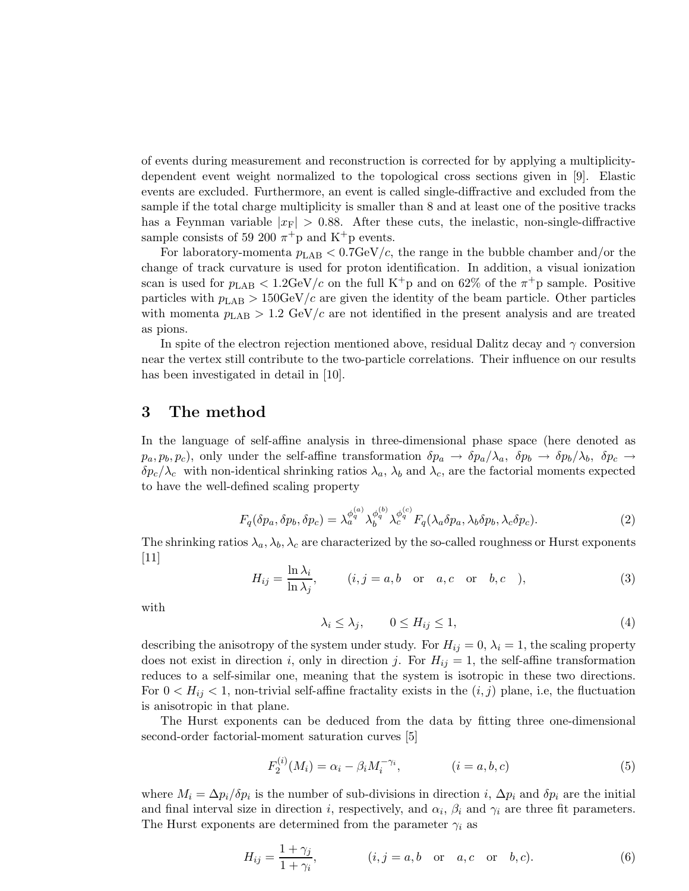of events during measurement and reconstruction is corrected for by applying a multiplicity-dependent event weight normalized to the topological cross sections given in [9]. Elastic events are excluded. Furthermore, an event is called single-diffractive and excluded from the sample if the total charge multiplicity is smaller than 8 and at least one of the positive tracks has a Feynman variable $|x_{\rm F}| > 0.88$. After these cuts, the inelastic, non-single-diffractive sample consists of 59 200 $\pi^+$p and K$^+$p events.

For laboratory-momenta $p_{\rm LAB} < 0.7{\rm GeV}/c$, the range in the bubble chamber and/or the change of track curvature is used for proton identification. In addition, a visual ionization scan is used for $p_{\rm LAB} < 1.2{\rm GeV}/c$ on the full K$^+$p and on 62% of the $\pi^+$p sample. Positive particles with $p_{\rm LAB} > 150{\rm GeV}/c$ are given the identity of the beam particle. Other particles with momenta $p_{\rm LAB} > 1.2$ GeV/$c$ are not identified in the present analysis and are treated as pions.

In spite of the electron rejection mentioned above, residual Dalitz decay and $\gamma$ conversion near the vertex still contribute to the two-particle correlations. Their influence on our results has been investigated in detail in [10].

## 3 The method

In the language of self-affine analysis in three-dimensional phase space (here denoted as $p_a, p_b, p_c$), only under the self-affine transformation $\delta p_a \to \delta p_a/\lambda_a,\ \delta p_b \to \delta p_b/\lambda_b,\ \delta p_c \to \delta p_c/\lambda_c$ with non-identical shrinking ratios $\lambda_a$, $\lambda_b$ and $\lambda_c$, are the factorial moments expected to have the well-defined scaling property

$$F_q(\delta p_a, \delta p_b, \delta p_c) = \lambda_a^{\phi_q^{(a)}} \lambda_b^{\phi_q^{(b)}} \lambda_c^{\phi_q^{(c)}} F_q(\lambda_a \delta p_a, \lambda_b \delta p_b, \lambda_c \delta p_c). \tag{2}$$

The shrinking ratios $\lambda_a, \lambda_b, \lambda_c$ are characterized by the so-called roughness or Hurst exponents [11]

$$H_{ij} = \frac{\ln \lambda_i}{\ln \lambda_j}, \qquad (i, j = a, b \quad \text{or} \quad a, c \quad \text{or} \quad b, c \quad ), \tag{3}$$

with

$$\lambda_i \le \lambda_j, \qquad 0 \le H_{ij} \le 1, \tag{4}$$

describing the anisotropy of the system under study. For $H_{ij} = 0$, $\lambda_i = 1$, the scaling property does not exist in direction $i$, only in direction $j$. For $H_{ij} = 1$, the self-affine transformation reduces to a self-similar one, meaning that the system is isotropic in these two directions. For $0 < H_{ij} < 1$, non-trivial self-affine fractality exists in the $(i, j)$ plane, i.e, the fluctuation is anisotropic in that plane.

The Hurst exponents can be deduced from the data by fitting three one-dimensional second-order factorial-moment saturation curves [5]

$$F_2^{(i)}(M_i) = \alpha_i - \beta_i M_i^{-\gamma_i}, \qquad (i = a, b, c) \tag{5}$$

where $M_i = \Delta p_i / \delta p_i$ is the number of sub-divisions in direction $i$, $\Delta p_i$ and $\delta p_i$ are the initial and final interval size in direction $i$, respectively, and $\alpha_i$, $\beta_i$ and $\gamma_i$ are three fit parameters. The Hurst exponents are determined from the parameter $\gamma_i$ as

$$H_{ij} = \frac{1 + \gamma_j}{1 + \gamma_i}, \qquad (i, j = a, b \quad \text{or} \quad a, c \quad \text{or} \quad b, c). \tag{6}$$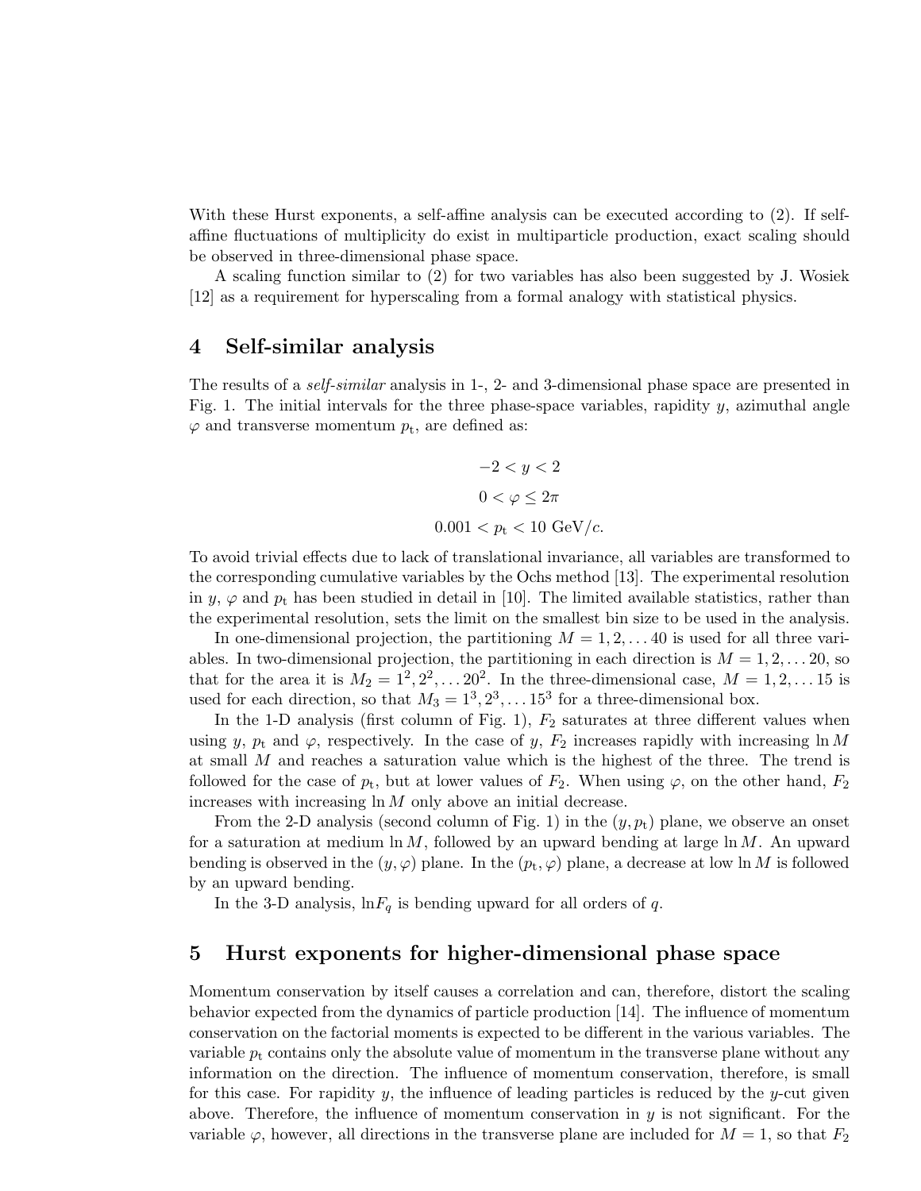With these Hurst exponents, a self-affine analysis can be executed according to (2). If self-affine fluctuations of multiplicity do exist in multiparticle production, exact scaling should be observed in three-dimensional phase space.

A scaling function similar to (2) for two variables has also been suggested by J. Wosiek [12] as a requirement for hyperscaling from a formal analogy with statistical physics.

## 4 Self-similar analysis

The results of a *self-similar* analysis in 1-, 2- and 3-dimensional phase space are presented in Fig. 1. The initial intervals for the three phase-space variables, rapidity $y$, azimuthal angle $\varphi$ and transverse momentum $p_{\mathrm{t}}$, are defined as:

$$-2 < y < 2$$

$$0 < \varphi \leq 2\pi$$

$$0.001 < p_{\mathrm{t}} < 10 \text{ GeV}/c.$$

To avoid trivial effects due to lack of translational invariance, all variables are transformed to the corresponding cumulative variables by the Ochs method [13]. The experimental resolution in $y$, $\varphi$ and $p_{\mathrm{t}}$ has been studied in detail in [10]. The limited available statistics, rather than the experimental resolution, sets the limit on the smallest bin size to be used in the analysis.

In one-dimensional projection, the partitioning $M = 1, 2, \ldots 40$ is used for all three variables. In two-dimensional projection, the partitioning in each direction is $M = 1, 2, \ldots 20$, so that for the area it is $M_2 = 1^2, 2^2, \ldots 20^2$. In the three-dimensional case, $M = 1, 2, \ldots 15$ is used for each direction, so that $M_3 = 1^3, 2^3, \ldots 15^3$ for a three-dimensional box.

In the 1-D analysis (first column of Fig. 1), $F_2$ saturates at three different values when using $y$, $p_{\mathrm{t}}$ and $\varphi$, respectively. In the case of $y$, $F_2$ increases rapidly with increasing $\ln M$ at small $M$ and reaches a saturation value which is the highest of the three. The trend is followed for the case of $p_{\mathrm{t}}$, but at lower values of $F_2$. When using $\varphi$, on the other hand, $F_2$ increases with increasing $\ln M$ only above an initial decrease.

From the 2-D analysis (second column of Fig. 1) in the $(y, p_{\mathrm{t}})$ plane, we observe an onset for a saturation at medium $\ln M$, followed by an upward bending at large $\ln M$. An upward bending is observed in the $(y, \varphi)$ plane. In the $(p_{\mathrm{t}}, \varphi)$ plane, a decrease at low $\ln M$ is followed by an upward bending.

In the 3-D analysis, $\ln F_q$ is bending upward for all orders of $q$.

## 5 Hurst exponents for higher-dimensional phase space

Momentum conservation by itself causes a correlation and can, therefore, distort the scaling behavior expected from the dynamics of particle production [14]. The influence of momentum conservation on the factorial moments is expected to be different in the various variables. The variable $p_{\mathrm{t}}$ contains only the absolute value of momentum in the transverse plane without any information on the direction. The influence of momentum conservation, therefore, is small for this case. For rapidity $y$, the influence of leading particles is reduced by the $y$-cut given above. Therefore, the influence of momentum conservation in $y$ is not significant. For the variable $\varphi$, however, all directions in the transverse plane are included for $M = 1$, so that $F_2$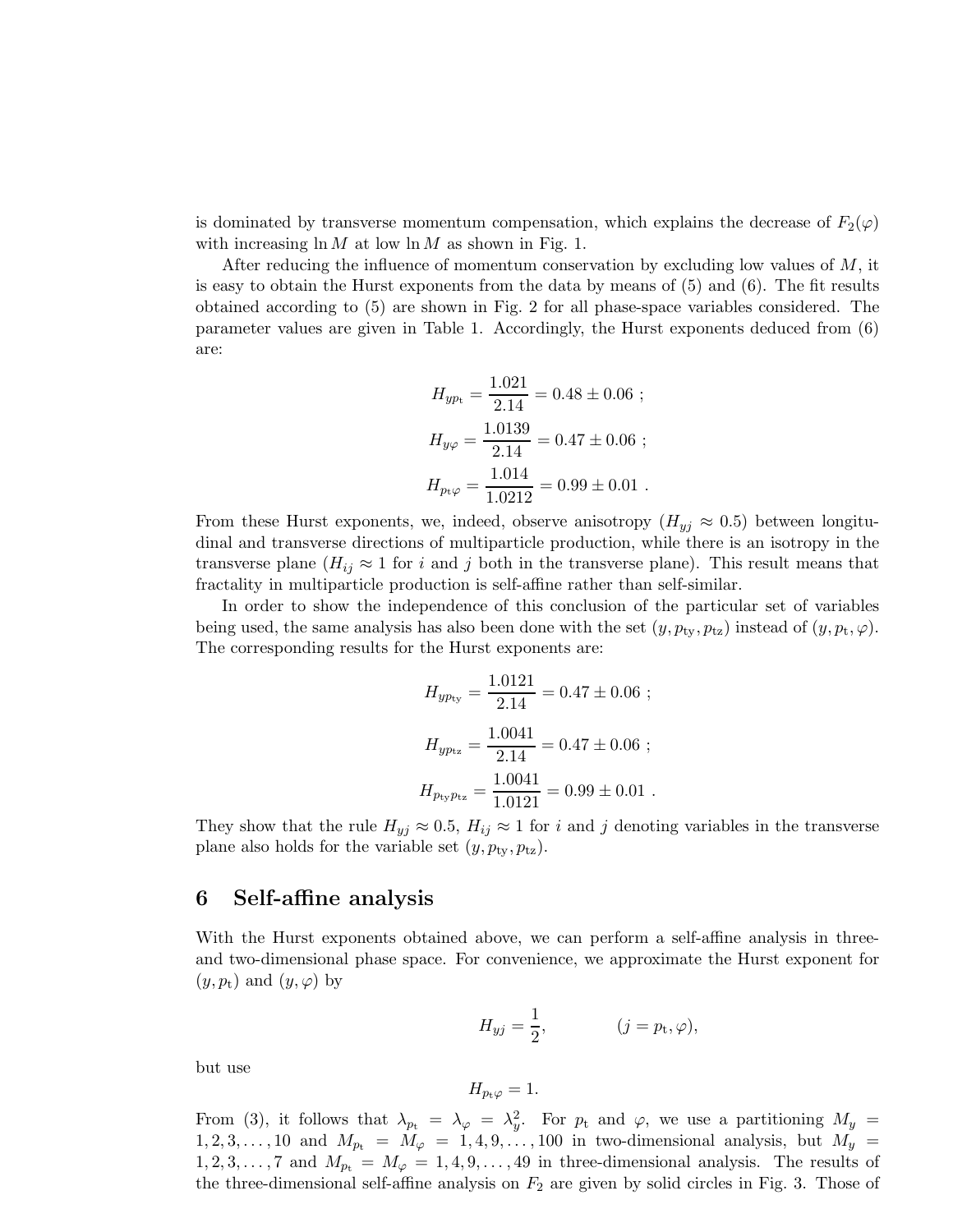is dominated by transverse momentum compensation, which explains the decrease of $F_2(\varphi)$ with increasing $\ln M$ at low $\ln M$ as shown in Fig. 1.

After reducing the influence of momentum conservation by excluding low values of $M$, it is easy to obtain the Hurst exponents from the data by means of (5) and (6). The fit results obtained according to (5) are shown in Fig. 2 for all phase-space variables considered. The parameter values are given in Table 1. Accordingly, the Hurst exponents deduced from (6) are:

$$H_{yp_\mathrm{t}} = \frac{1.021}{2.14} = 0.48 \pm 0.06 \ ;$$

$$H_{y\varphi} = \frac{1.0139}{2.14} = 0.47 \pm 0.06 \ ;$$

$$H_{p_\mathrm{t}\varphi} = \frac{1.014}{1.0212} = 0.99 \pm 0.01 \ .$$

From these Hurst exponents, we, indeed, observe anisotropy ($H_{yj} \approx 0.5$) between longitudinal and transverse directions of multiparticle production, while there is an isotropy in the transverse plane ($H_{ij} \approx 1$ for $i$ and $j$ both in the transverse plane). This result means that fractality in multiparticle production is self-affine rather than self-similar.

In order to show the independence of this conclusion of the particular set of variables being used, the same analysis has also been done with the set $(y, p_\mathrm{ty}, p_\mathrm{tz})$ instead of $(y, p_\mathrm{t}, \varphi)$. The corresponding results for the Hurst exponents are:

$$H_{yp_\mathrm{ty}} = \frac{1.0121}{2.14} = 0.47 \pm 0.06 \ ;$$

$$H_{yp_\mathrm{tz}} = \frac{1.0041}{2.14} = 0.47 \pm 0.06 \ ;$$

$$H_{p_\mathrm{ty}p_\mathrm{tz}} = \frac{1.0041}{1.0121} = 0.99 \pm 0.01 \ .$$

They show that the rule $H_{yj} \approx 0.5$, $H_{ij} \approx 1$ for $i$ and $j$ denoting variables in the transverse plane also holds for the variable set $(y, p_\mathrm{ty}, p_\mathrm{tz})$.

## 6 Self-affine analysis

With the Hurst exponents obtained above, we can perform a self-affine analysis in three- and two-dimensional phase space. For convenience, we approximate the Hurst exponent for $(y, p_\mathrm{t})$ and $(y, \varphi)$ by

$$H_{yj} = \frac{1}{2}, \qquad (j = p_\mathrm{t}, \varphi),$$

but use

$$H_{p_\mathrm{t}\varphi} = 1.$$

From (3), it follows that $\lambda_{p_\mathrm{t}} = \lambda_\varphi = \lambda_y^2$. For $p_\mathrm{t}$ and $\varphi$, we use a partitioning $M_y = 1, 2, 3, \ldots, 10$ and $M_{p_\mathrm{t}} = M_\varphi = 1, 4, 9, \ldots, 100$ in two-dimensional analysis, but $M_y = 1, 2, 3, \ldots, 7$ and $M_{p_\mathrm{t}} = M_\varphi = 1, 4, 9, \ldots, 49$ in three-dimensional analysis. The results of the three-dimensional self-affine analysis on $F_2$ are given by solid circles in Fig. 3. Those of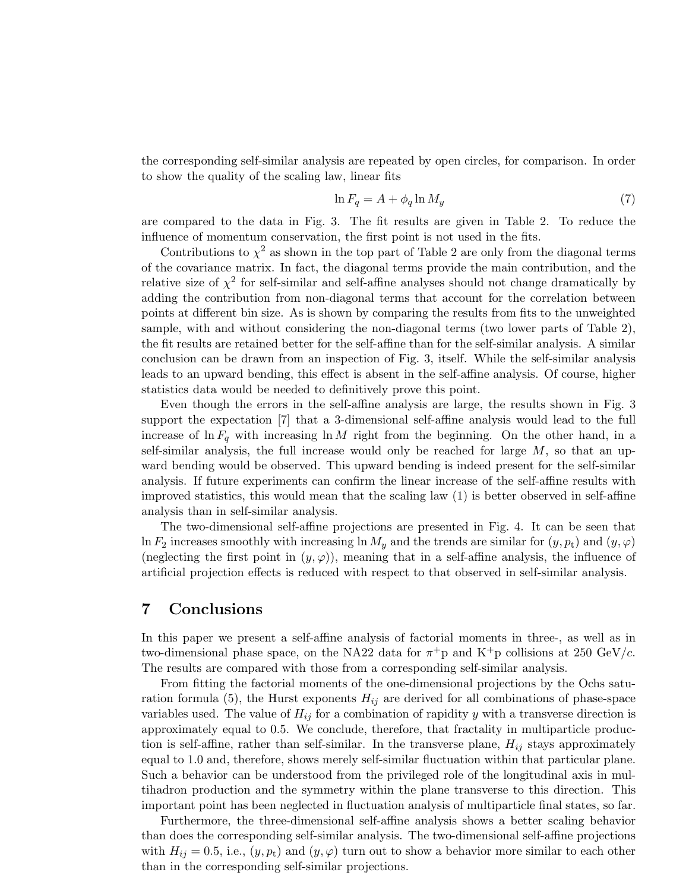the corresponding self-similar analysis are repeated by open circles, for comparison. In order to show the quality of the scaling law, linear fits

$$\ln F_q = A + \phi_q \ln M_y \tag{7}$$

are compared to the data in Fig. 3. The fit results are given in Table 2. To reduce the influence of momentum conservation, the first point is not used in the fits.

Contributions to $\chi^2$ as shown in the top part of Table 2 are only from the diagonal terms of the covariance matrix. In fact, the diagonal terms provide the main contribution, and the relative size of $\chi^2$ for self-similar and self-affine analyses should not change dramatically by adding the contribution from non-diagonal terms that account for the correlation between points at different bin size. As is shown by comparing the results from fits to the unweighted sample, with and without considering the non-diagonal terms (two lower parts of Table 2), the fit results are retained better for the self-affine than for the self-similar analysis. A similar conclusion can be drawn from an inspection of Fig. 3, itself. While the self-similar analysis leads to an upward bending, this effect is absent in the self-affine analysis. Of course, higher statistics data would be needed to definitively prove this point.

Even though the errors in the self-affine analysis are large, the results shown in Fig. 3 support the expectation [7] that a 3-dimensional self-affine analysis would lead to the full increase of $\ln F_q$ with increasing $\ln M$ right from the beginning. On the other hand, in a self-similar analysis, the full increase would only be reached for large $M$, so that an upward bending would be observed. This upward bending is indeed present for the self-similar analysis. If future experiments can confirm the linear increase of the self-affine results with improved statistics, this would mean that the scaling law (1) is better observed in self-affine analysis than in self-similar analysis.

The two-dimensional self-affine projections are presented in Fig. 4. It can be seen that $\ln F_2$ increases smoothly with increasing $\ln M_y$ and the trends are similar for $(y, p_\mathrm{t})$ and $(y, \varphi)$ (neglecting the first point in $(y, \varphi)$), meaning that in a self-affine analysis, the influence of artificial projection effects is reduced with respect to that observed in self-similar analysis.

## 7 Conclusions

In this paper we present a self-affine analysis of factorial moments in three-, as well as in two-dimensional phase space, on the NA22 data for $\pi^+$p and K$^+$p collisions at 250 GeV/$c$. The results are compared with those from a corresponding self-similar analysis.

From fitting the factorial moments of the one-dimensional projections by the Ochs saturation formula (5), the Hurst exponents $H_{ij}$ are derived for all combinations of phase-space variables used. The value of $H_{ij}$ for a combination of rapidity $y$ with a transverse direction is approximately equal to 0.5. We conclude, therefore, that fractality in multiparticle production is self-affine, rather than self-similar. In the transverse plane, $H_{ij}$ stays approximately equal to 1.0 and, therefore, shows merely self-similar fluctuation within that particular plane. Such a behavior can be understood from the privileged role of the longitudinal axis in multihadron production and the symmetry within the plane transverse to this direction. This important point has been neglected in fluctuation analysis of multiparticle final states, so far.

Furthermore, the three-dimensional self-affine analysis shows a better scaling behavior than does the corresponding self-similar analysis. The two-dimensional self-affine projections with $H_{ij} = 0.5$, i.e., $(y, p_\mathrm{t})$ and $(y, \varphi)$ turn out to show a behavior more similar to each other than in the corresponding self-similar projections.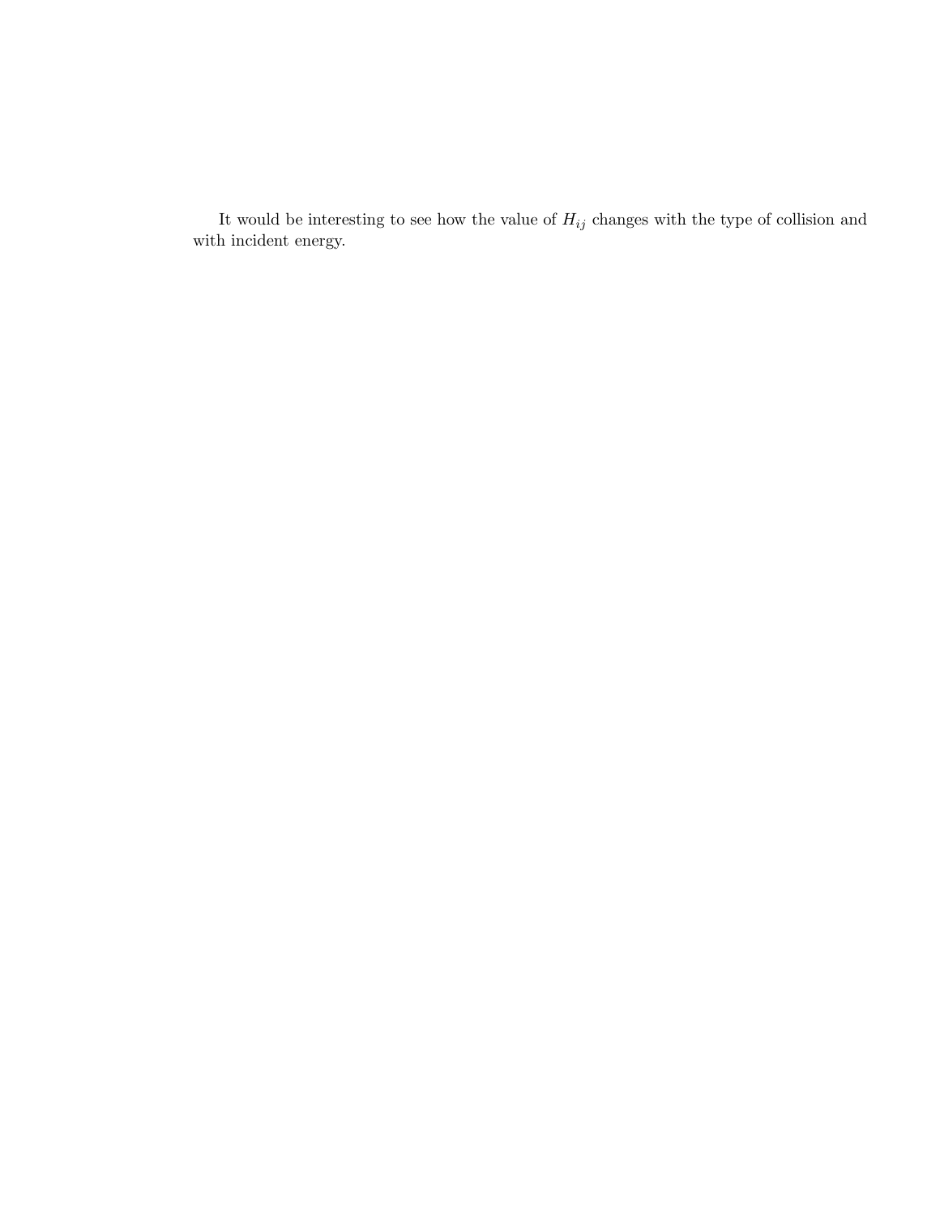It would be interesting to see how the value of $H_{ij}$ changes with the type of collision and with incident energy.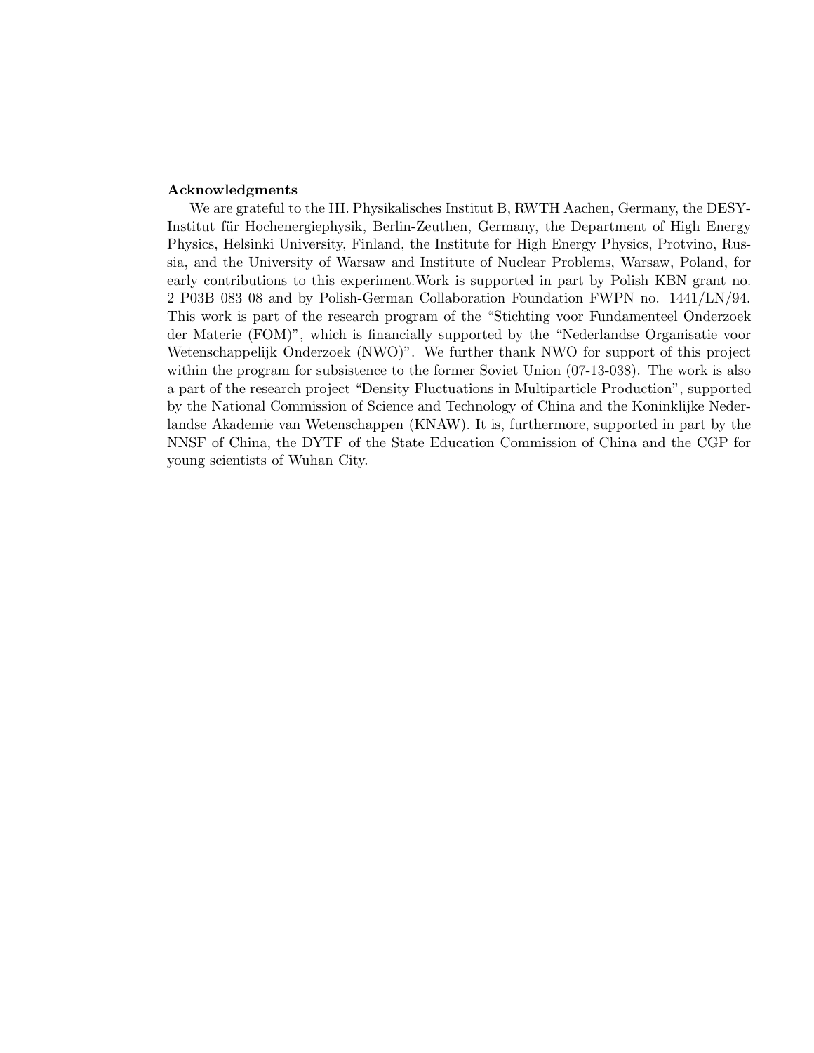**Acknowledgments**

We are grateful to the III. Physikalisches Institut B, RWTH Aachen, Germany, the DESY-Institut für Hochenergiephysik, Berlin-Zeuthen, Germany, the Department of High Energy Physics, Helsinki University, Finland, the Institute for High Energy Physics, Protvino, Russia, and the University of Warsaw and Institute of Nuclear Problems, Warsaw, Poland, for early contributions to this experiment.Work is supported in part by Polish KBN grant no. 2 P03B 083 08 and by Polish-German Collaboration Foundation FWPN no. 1441/LN/94. This work is part of the research program of the "Stichting voor Fundamenteel Onderzoek der Materie (FOM)", which is financially supported by the "Nederlandse Organisatie voor Wetenschappelijk Onderzoek (NWO)". We further thank NWO for support of this project within the program for subsistence to the former Soviet Union (07-13-038). The work is also a part of the research project "Density Fluctuations in Multiparticle Production", supported by the National Commission of Science and Technology of China and the Koninklijke Nederlandse Akademie van Wetenschappen (KNAW). It is, furthermore, supported in part by the NNSF of China, the DYTF of the State Education Commission of China and the CGP for young scientists of Wuhan City.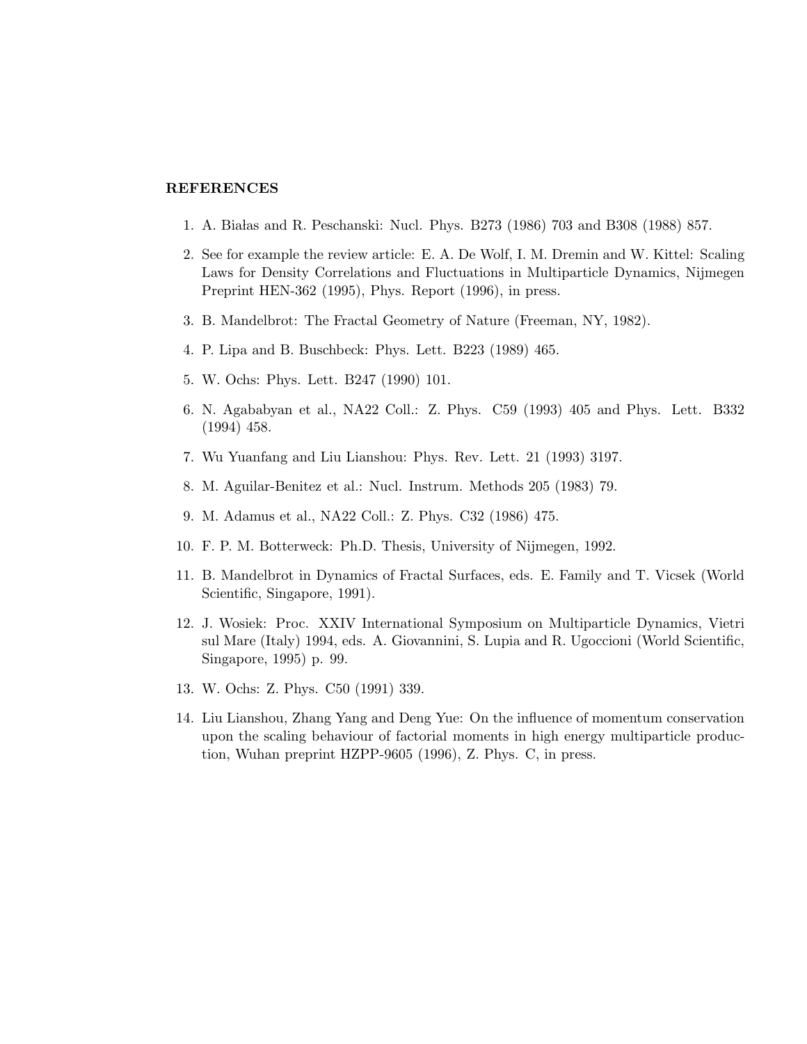## REFERENCES

1. A. Białas and R. Peschanski: Nucl. Phys. B273 (1986) 703 and B308 (1988) 857.
2. See for example the review article: E. A. De Wolf, I. M. Dremin and W. Kittel: Scaling Laws for Density Correlations and Fluctuations in Multiparticle Dynamics, Nijmegen Preprint HEN-362 (1995), Phys. Report (1996), in press.
3. B. Mandelbrot: The Fractal Geometry of Nature (Freeman, NY, 1982).
4. P. Lipa and B. Buschbeck: Phys. Lett. B223 (1989) 465.
5. W. Ochs: Phys. Lett. B247 (1990) 101.
6. N. Agababyan et al., NA22 Coll.: Z. Phys. C59 (1993) 405 and Phys. Lett. B332 (1994) 458.
7. Wu Yuanfang and Liu Lianshou: Phys. Rev. Lett. 21 (1993) 3197.
8. M. Aguilar-Benitez et al.: Nucl. Instrum. Methods 205 (1983) 79.
9. M. Adamus et al., NA22 Coll.: Z. Phys. C32 (1986) 475.
10. F. P. M. Botterweck: Ph.D. Thesis, University of Nijmegen, 1992.
11. B. Mandelbrot in Dynamics of Fractal Surfaces, eds. E. Family and T. Vicsek (World Scientific, Singapore, 1991).
12. J. Wosiek: Proc. XXIV International Symposium on Multiparticle Dynamics, Vietri sul Mare (Italy) 1994, eds. A. Giovannini, S. Lupia and R. Ugoccioni (World Scientific, Singapore, 1995) p. 99.
13. W. Ochs: Z. Phys. C50 (1991) 339.
14. Liu Lianshou, Zhang Yang and Deng Yue: On the influence of momentum conservation upon the scaling behaviour of factorial moments in high energy multiparticle production, Wuhan preprint HZPP-9605 (1996), Z. Phys. C, in press.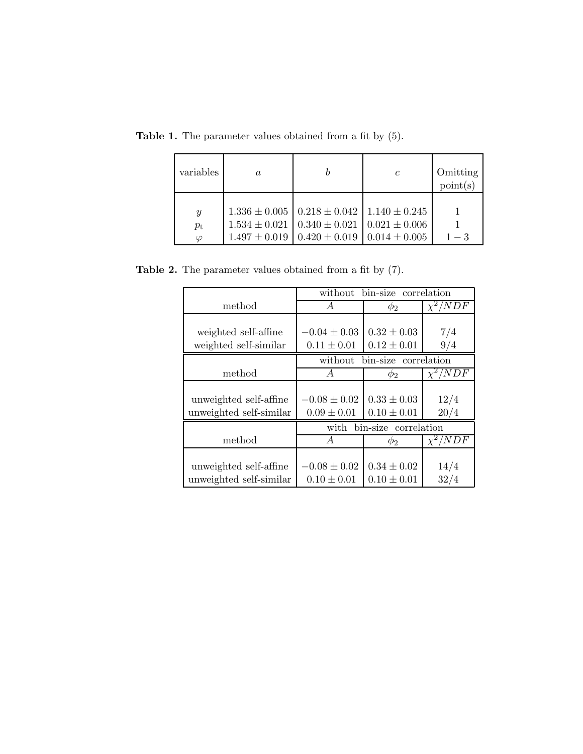**Table 1.** The parameter values obtained from a fit by (5).

| variables | $a$ | $b$ | $c$ | Omitting point(s) |
|---|---|---|---|---|
| $y$ | $1.336 \pm 0.005$ | $0.218 \pm 0.042$ | $1.140 \pm 0.245$ | 1 |
| $p_{\mathrm{t}}$ | $1.534 \pm 0.021$ | $0.340 \pm 0.021$ | $0.021 \pm 0.006$ | 1 |
| $\varphi$ | $1.497 \pm 0.019$ | $0.420 \pm 0.019$ | $0.014 \pm 0.005$ | $1-3$ |

**Table 2.** The parameter values obtained from a fit by (7).

| | without bin-size correlation | | |
|---|---|---|---|
| method | $A$ | $\phi_2$ | $\chi^2/NDF$ |
| weighted self-affine | $-0.04 \pm 0.03$ | $0.32 \pm 0.03$ | $7/4$ |
| weighted self-similar | $0.11 \pm 0.01$ | $0.12 \pm 0.01$ | $9/4$ |

| | without bin-size correlation | | |
|---|---|---|---|
| method | $A$ | $\phi_2$ | $\chi^2/NDF$ |
| unweighted self-affine | $-0.08 \pm 0.02$ | $0.33 \pm 0.03$ | $12/4$ |
| unweighted self-similar | $0.09 \pm 0.01$ | $0.10 \pm 0.01$ | $20/4$ |

| | with bin-size correlation | | |
|---|---|---|---|
| method | $A$ | $\phi_2$ | $\chi^2/NDF$ |
| unweighted self-affine | $-0.08 \pm 0.02$ | $0.34 \pm 0.02$ | $14/4$ |
| unweighted self-similar | $0.10 \pm 0.01$ | $0.10 \pm 0.01$ | $32/4$ |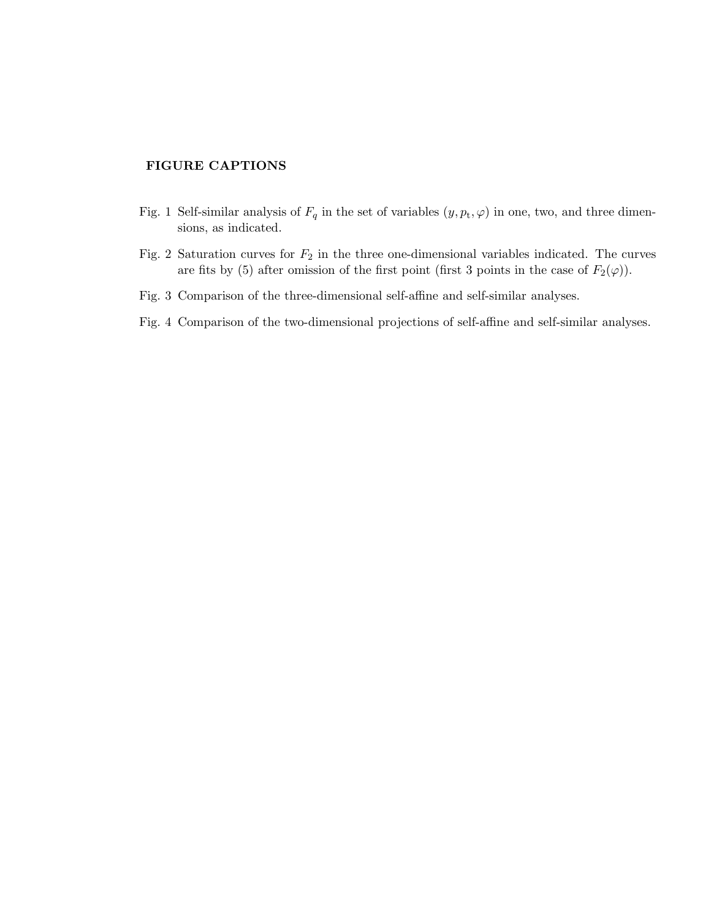## FIGURE CAPTIONS

Fig. 1 Self-similar analysis of $F_q$ in the set of variables $(y, p_{\rm t}, \varphi)$ in one, two, and three dimensions, as indicated.

Fig. 2 Saturation curves for $F_2$ in the three one-dimensional variables indicated. The curves are fits by (5) after omission of the first point (first 3 points in the case of $F_2(\varphi)$).

Fig. 3 Comparison of the three-dimensional self-affine and self-similar analyses.

Fig. 4 Comparison of the two-dimensional projections of self-affine and self-similar analyses.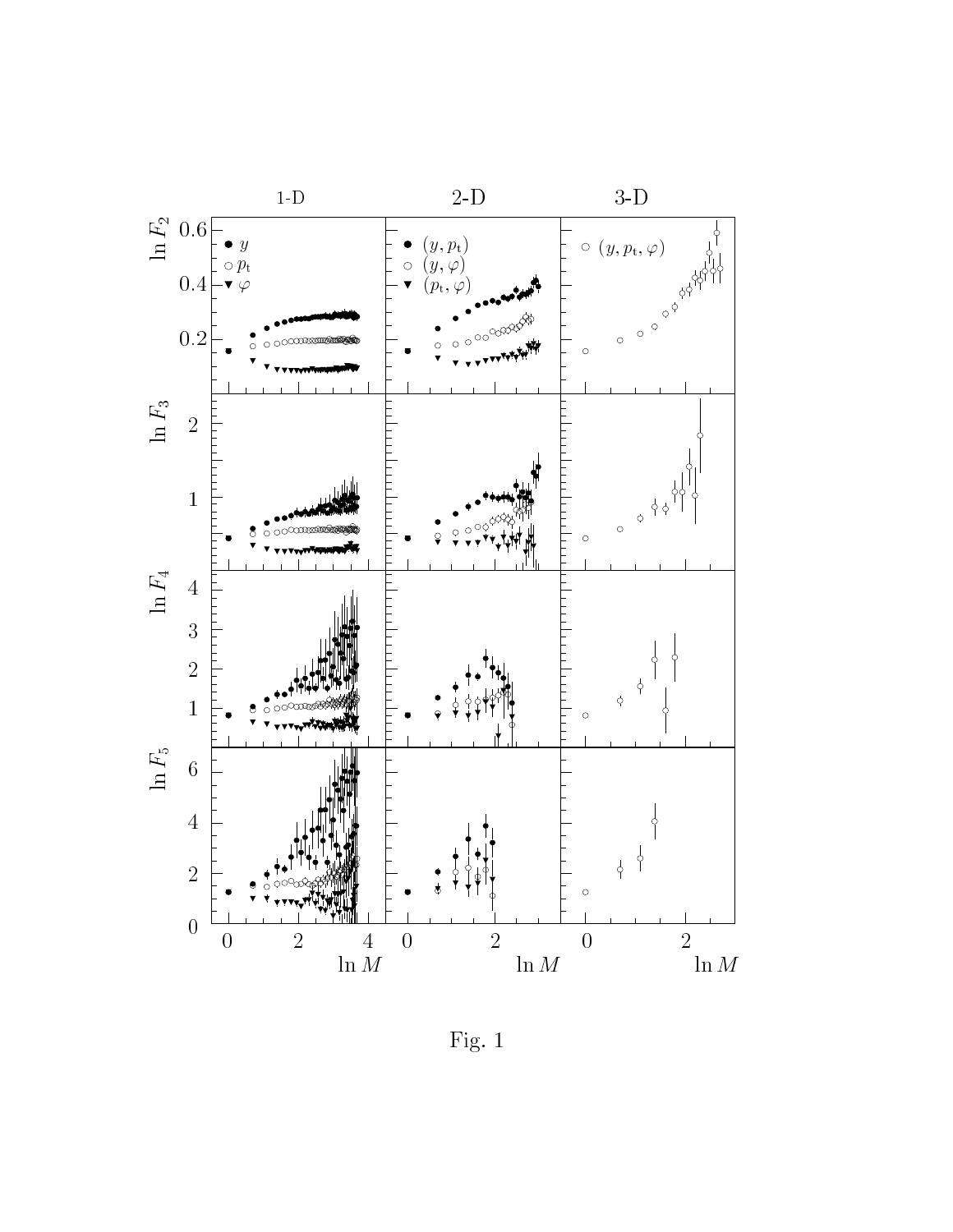Fig. 1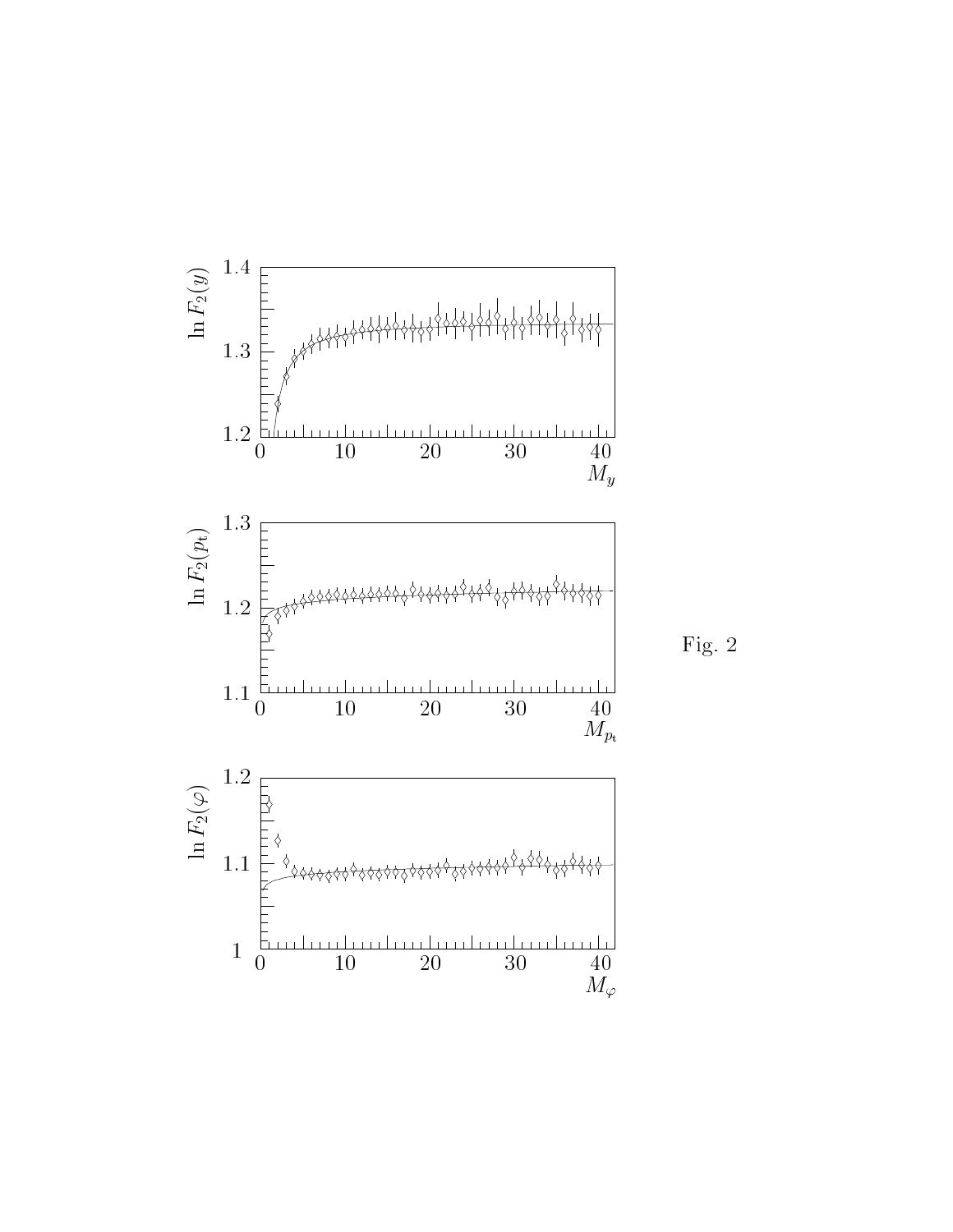Fig. 2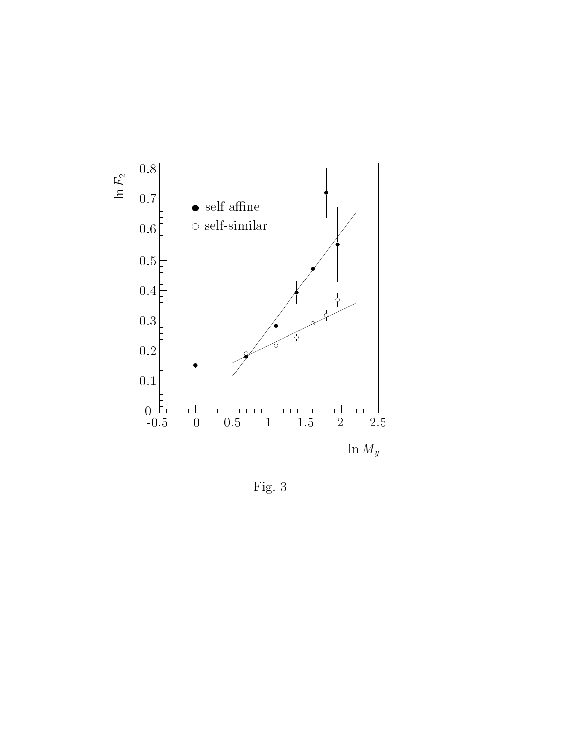Fig. 3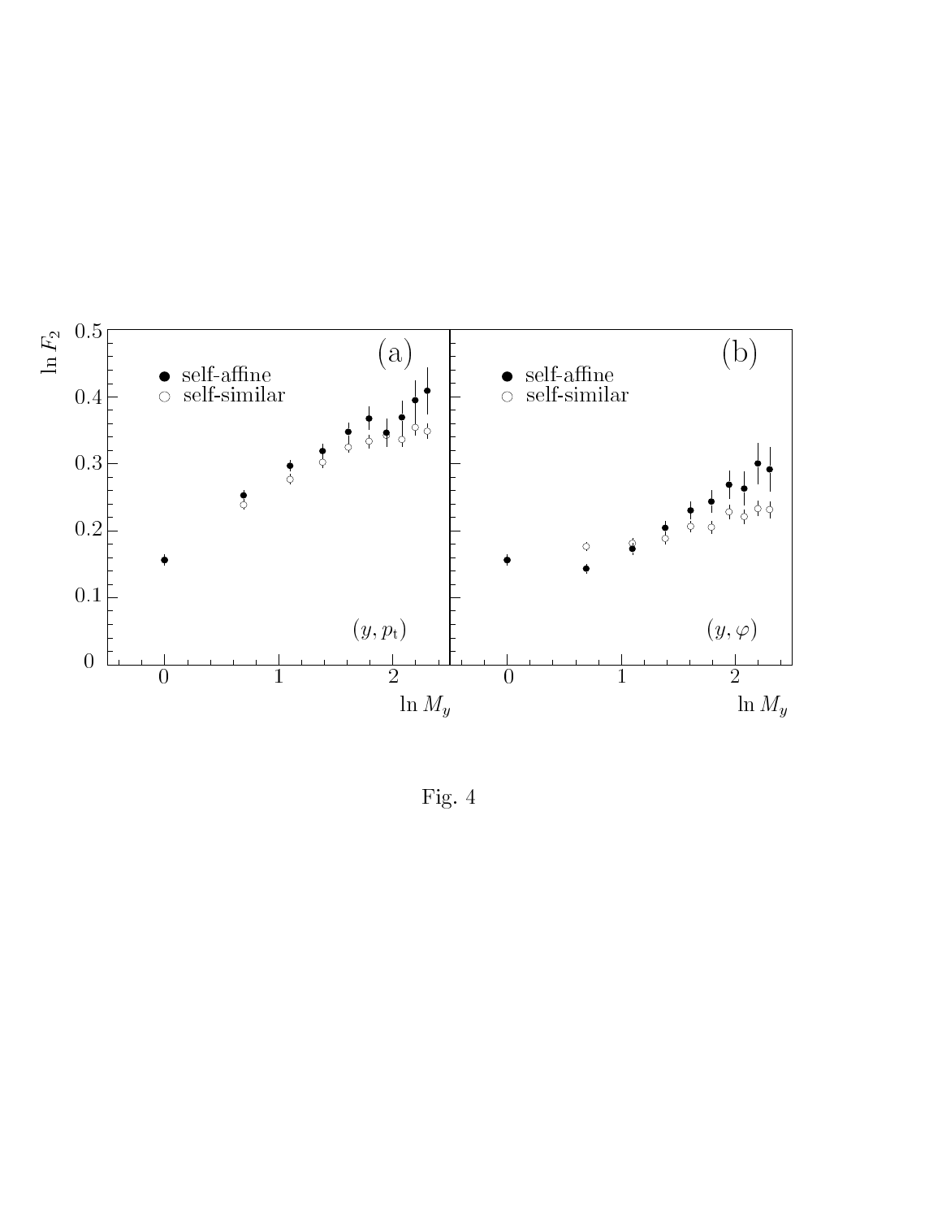$\ln F_2$

0.5

0.4

0.3

0.2

0.1

0

(a)

● self-affine

○ self-similar

$(y, p_{\rm t})$

0 1 2

$\ln M_y$

(b)

● self-affine

○ self-similar

$(y, \varphi)$

0 1 2

$\ln M_y$

Fig. 4